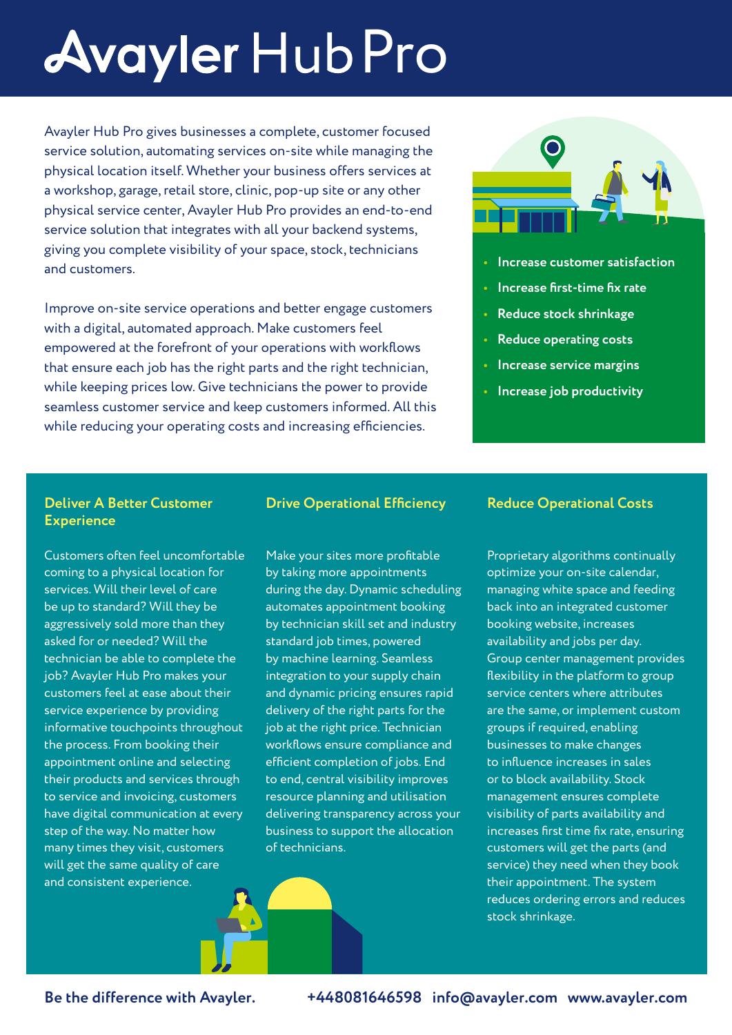# Avayler Hub Pro

Avayler Hub Pro gives businesses a complete, customer focused service solution, automating services on-site while managing the physical location itself. Whether your business offers services at a workshop, garage, retail store, clinic, pop-up site or any other physical service center, Avayler Hub Pro provides an end-to-end service solution that integrates with all your backend systems, giving you complete visibility of your space, stock, technicians and customers.

Improve on-site service operations and better engage customers with a digital, automated approach. Make customers feel empowered at the forefront of your operations with workflows that ensure each job has the right parts and the right technician, while keeping prices low. Give technicians the power to provide seamless customer service and keep customers informed. All this while reducing your operating costs and increasing efficiencies.

- **Increase customer satisfaction**
- **Increase first-time fix rate**
- **Reduce stock shrinkage**
- **Reduce operating costs**
- **Increase service margins**
- **Increase job productivity**

## Deliver A Better Customer Experience

Customers often feel uncomfortable coming to a physical location for services. Will their level of care be up to standard? Will they be aggressively sold more than they asked for or needed? Will the technician be able to complete the job? Avayler Hub Pro makes your customers feel at ease about their service experience by providing informative touchpoints throughout the process. From booking their appointment online and selecting their products and services through to service and invoicing, customers have digital communication at every step of the way. No matter how many times they visit, customers will get the same quality of care and consistent experience.

## Drive Operational Efficiency

Make your sites more profitable by taking more appointments during the day. Dynamic scheduling automates appointment booking by technician skill set and industry standard job times, powered by machine learning. Seamless integration to your supply chain and dynamic pricing ensures rapid delivery of the right parts for the job at the right price. Technician workflows ensure compliance and efficient completion of jobs. End to end, central visibility improves resource planning and utilisation delivering transparency across your business to support the allocation of technicians.

## Reduce Operational Costs

Proprietary algorithms continually optimize your on-site calendar, managing white space and feeding back into an integrated customer booking website, increases availability and jobs per day. Group center management provides flexibility in the platform to group service centers where attributes are the same, or implement custom groups if required, enabling businesses to make changes to influence increases in sales or to block availability. Stock management ensures complete visibility of parts availability and increases first time fix rate, ensuring customers will get the parts (and service) they need when they book their appointment. The system reduces ordering errors and reduces stock shrinkage.

**Be the difference with Avayler.** **+448081646598** **info@avayler.com** **www.avayler.com**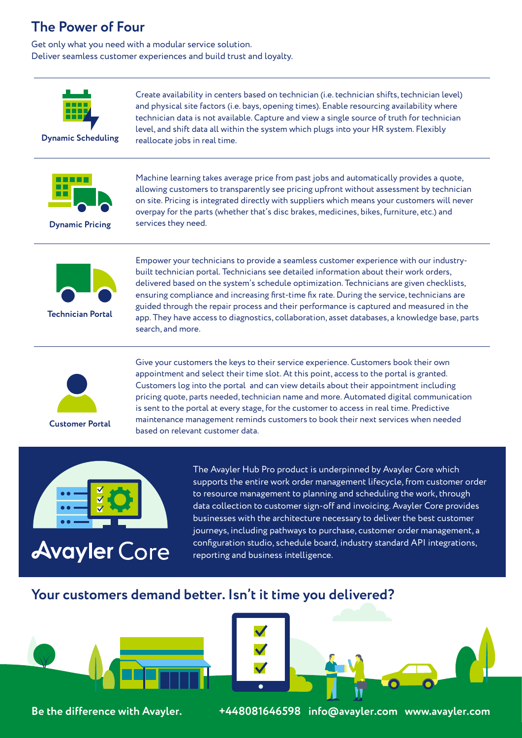## The Power of Four

Get only what you need with a modular service solution.
Deliver seamless customer experiences and build trust and loyalty.

### Dynamic Scheduling

Create availability in centers based on technician (i.e. technician shifts, technician level) and physical site factors (i.e. bays, opening times). Enable resourcing availability where technician data is not available. Capture and view a single source of truth for technician level, and shift data all within the system which plugs into your HR system. Flexibly reallocate jobs in real time.

### Dynamic Pricing

Machine learning takes average price from past jobs and automatically provides a quote, allowing customers to transparently see pricing upfront without assessment by technician on site. Pricing is integrated directly with suppliers which means your customers will never overpay for the parts (whether that's disc brakes, medicines, bikes, furniture, etc.) and services they need.

### Technician Portal

Empower your technicians to provide a seamless customer experience with our industry-built technician portal. Technicians see detailed information about their work orders, delivered based on the system's schedule optimization. Technicians are given checklists, ensuring compliance and increasing first-time fix rate. During the service, technicians are guided through the repair process and their performance is captured and measured in the app. They have access to diagnostics, collaboration, asset databases, a knowledge base, parts search, and more.

### Customer Portal

Give your customers the keys to their service experience. Customers book their own appointment and select their time slot. At this point, access to the portal is granted. Customers log into the portal and can view details about their appointment including pricing quote, parts needed, technician name and more. Automated digital communication is sent to the portal at every stage, for the customer to access in real time. Predictive maintenance management reminds customers to book their next services when needed based on relevant customer data.

### Avayler Core

The Avayler Hub Pro product is underpinned by Avayler Core which supports the entire work order management lifecycle, from customer order to resource management to planning and scheduling the work, through data collection to customer sign-off and invoicing. Avayler Core provides businesses with the architecture necessary to deliver the best customer journeys, including pathways to purchase, customer order management, a configuration studio, schedule board, industry standard API integrations, reporting and business intelligence.

## Your customers demand better. Isn't it time you delivered?

**Be the difference with Avayler.** **+448081646598 info@avayler.com www.avayler.com**